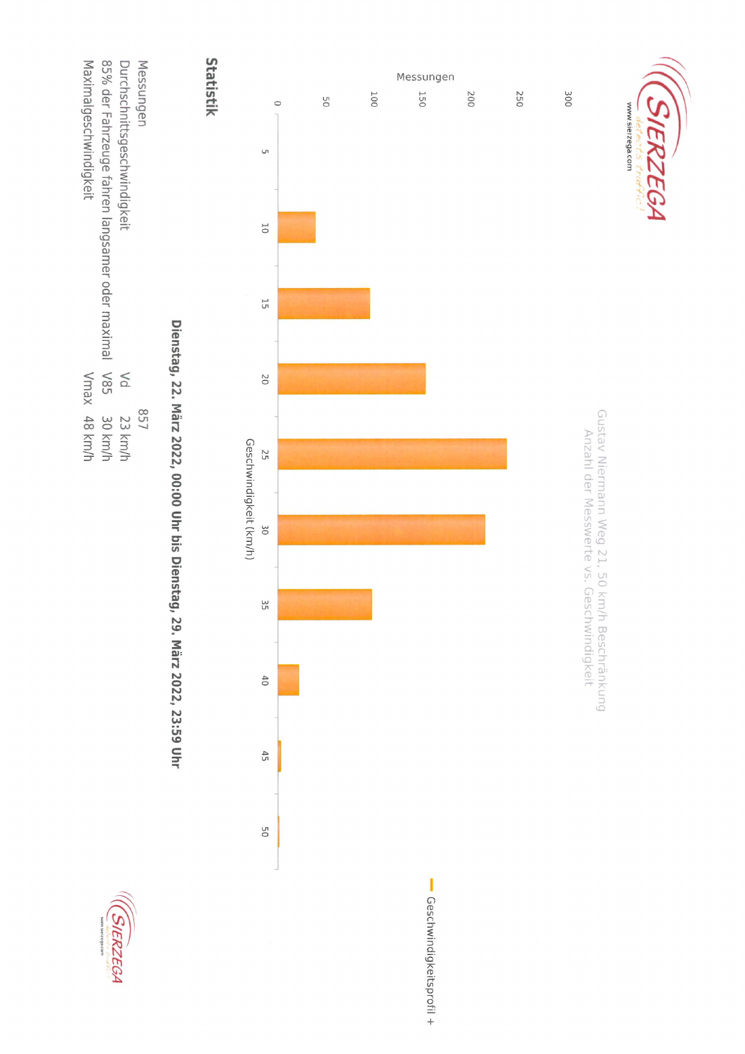SIERZEGA
detects traffic!
www.sierzega.com

Gustav Niermann Weg 21, 50 km/h Beschränkung
Anzahl der Messwerte vs. Geschwindigkeit

Messungen

Geschwindigkeitsprofil +

Geschwindigkeit (km/h)

Dienstag, 22. März 2022, 00:00 Uhr bis Dienstag, 29. März 2022, 23:59 Uhr

## Statistik

| | | |
|---|---|---|
| Messungen | | 857 |
| Durchschnittsgeschwindigkeit | Vd | 23 km/h |
| 85% der Fahrzeuge fahren langsamer oder maximal | V85 | 30 km/h |
| Maximalgeschwindigkeit | Vmax | 48 km/h |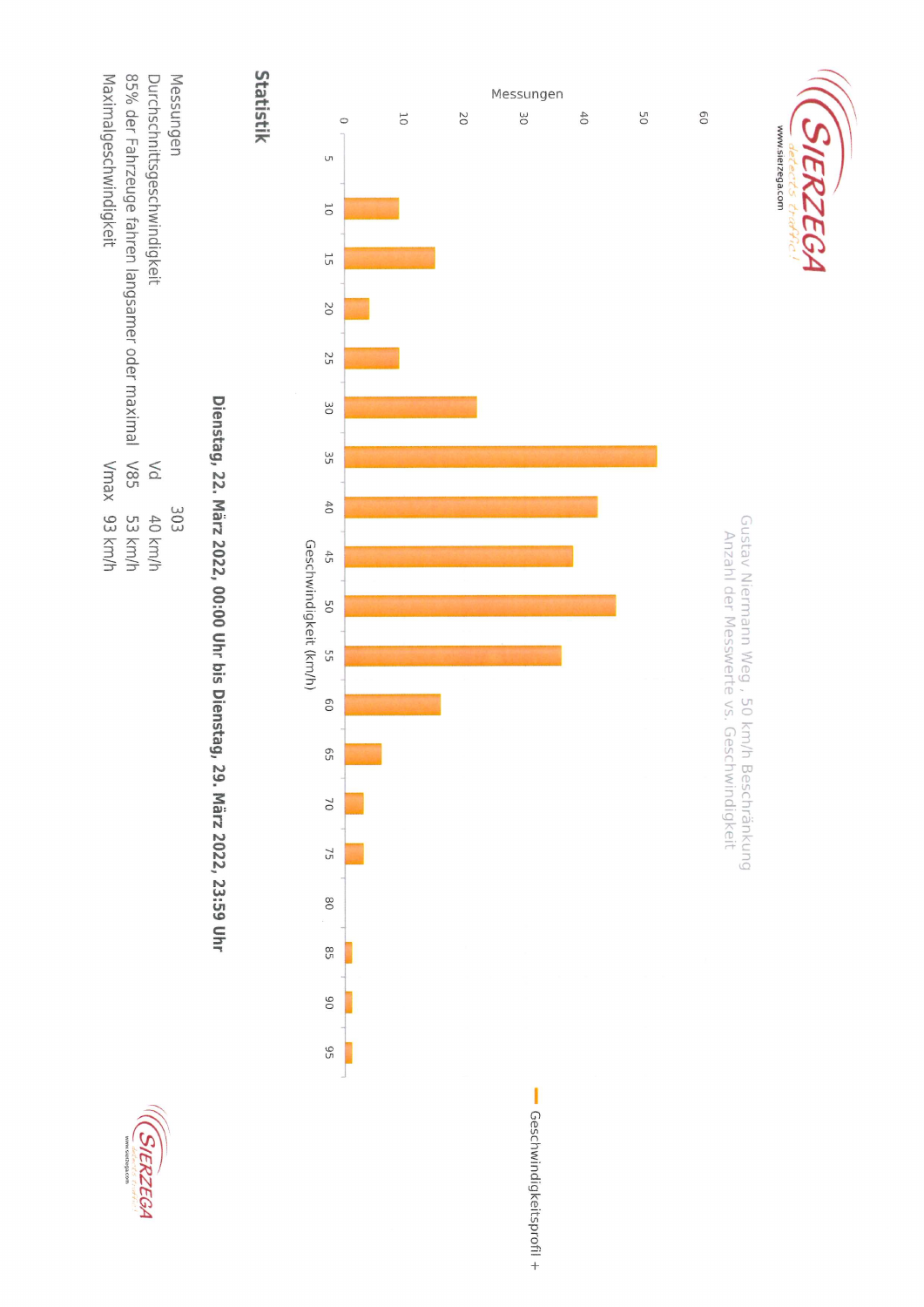SIERZEGA detects traffic!

www.sierzega.com

Gustav Niermann Weg , 50 km/h Beschränkung

Anzahl der Messwerte vs. Geschwindigkeit

Messungen

60

50

40

30

20

10

0

5 10 15 20 25 30 35 40 45 50 55 60 65 70 75 80 85 90 95

Geschwindigkeit (km/h)

Geschwindigkeitsprofil +

## Statistik

**Dienstag, 22. März 2022, 00:00 Uhr bis Dienstag, 29. März 2022, 23:59 Uhr**

| | | |
|---|---|---|
| Messungen | | 303 |
| Durchschnittsgeschwindigkeit | Vd | 40 km/h |
| 85% der Fahrzeuge fahren langsamer oder maximal | V85 | 53 km/h |
| Maximalgeschwindigkeit | Vmax | 93 km/h |